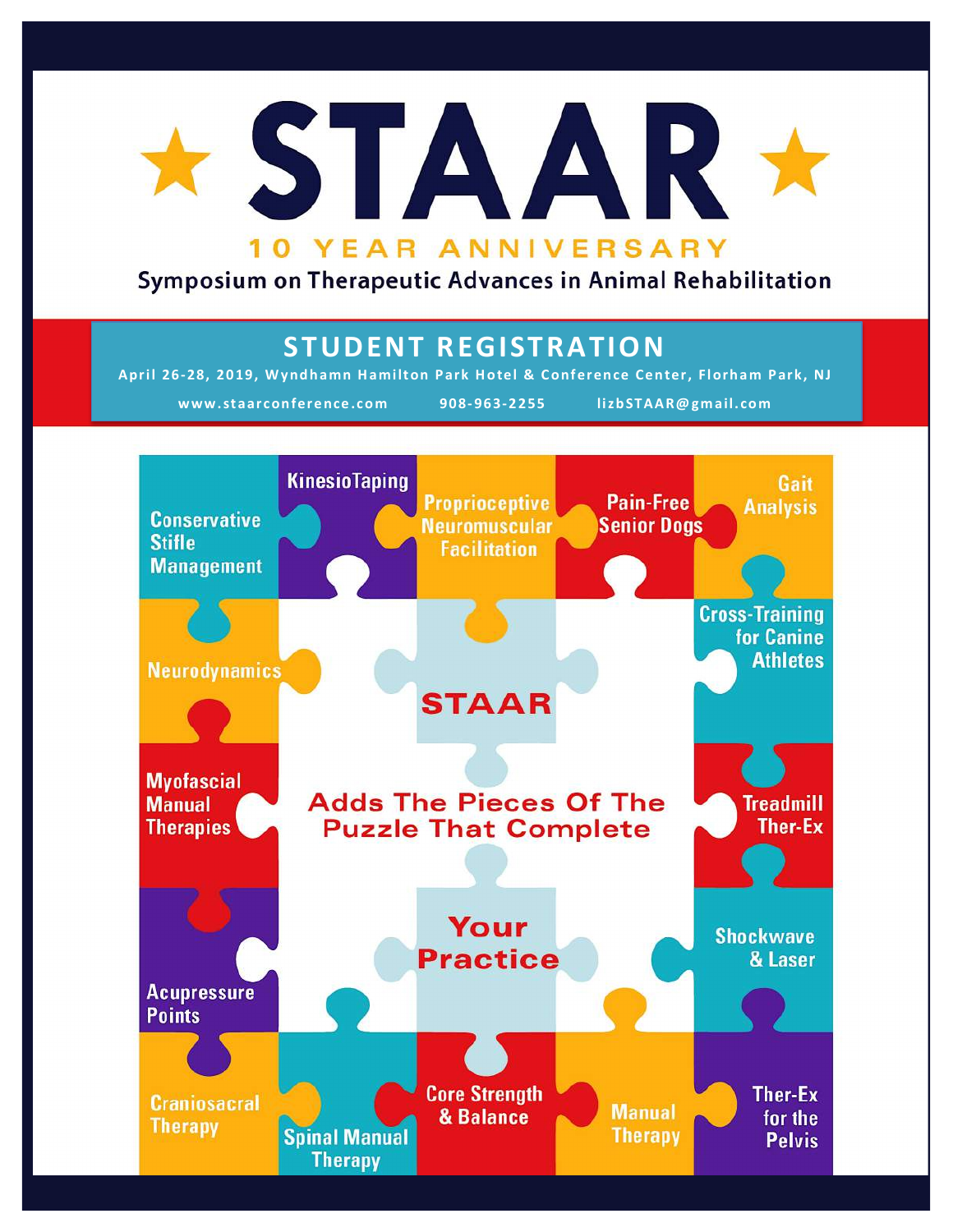# ★ STAAR ★

## 10 YEAR ANNIVERSARY

### Symposium on Therapeutic Advances in Animal Rehabilitation

## STUDENT REGISTRATION

**April 26-28, 2019, Wyndhamn Hamilton Park Hotel & Conference Center, Florham Park, NJ**

www.staarconference.com 908-963-2255 lizbSTAAR@gmail.com

- Conservative Stifle Management
- KinesioTaping
- Proprioceptive Neuromuscular Facilitation
- Pain-Free Senior Dogs
- Gait Analysis
- Neurodynamics
- Cross-Training for Canine Athletes
- Myofascial Manual Therapies
- Treadmill Ther-Ex
- Acupressure Points
- Shockwave & Laser
- Craniosacral Therapy
- Spinal Manual Therapy
- Core Strength & Balance
- Manual Therapy
- Ther-Ex for the Pelvis

**STAAR**

**Adds The Pieces Of The Puzzle That Complete**

**Your Practice**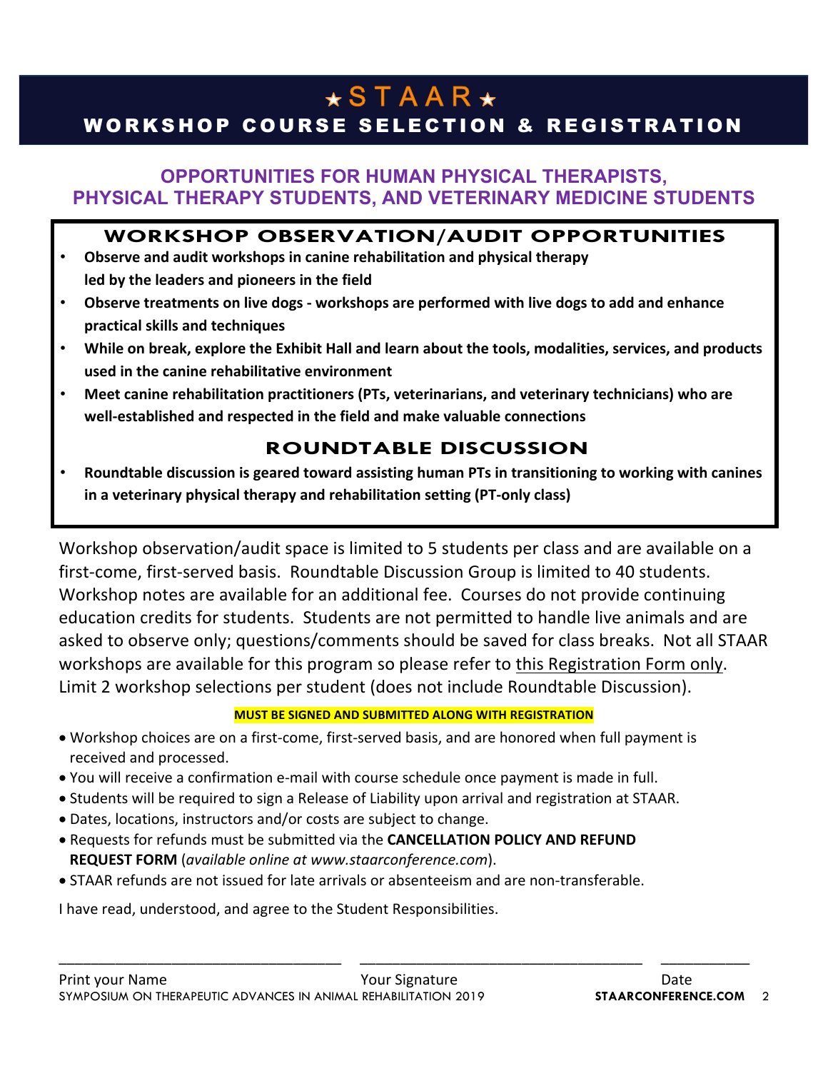# ★STAAR★

## WORKSHOP COURSE SELECTION & REGISTRATION

### OPPORTUNITIES FOR HUMAN PHYSICAL THERAPISTS, PHYSICAL THERAPY STUDENTS, AND VETERINARY MEDICINE STUDENTS

### WORKSHOP OBSERVATION/AUDIT OPPORTUNITIES

- **Observe and audit workshops in canine rehabilitation and physical therapy led by the leaders and pioneers in the field**
- **Observe treatments on live dogs - workshops are performed with live dogs to add and enhance practical skills and techniques**
- **While on break, explore the Exhibit Hall and learn about the tools, modalities, services, and products used in the canine rehabilitative environment**
- **Meet canine rehabilitation practitioners (PTs, veterinarians, and veterinary technicians) who are well-established and respected in the field and make valuable connections**

### ROUNDTABLE DISCUSSION

- **Roundtable discussion is geared toward assisting human PTs in transitioning to working with canines in a veterinary physical therapy and rehabilitation setting (PT-only class)**

Workshop observation/audit space is limited to 5 students per class and are available on a first-come, first-served basis. Roundtable Discussion Group is limited to 40 students. Workshop notes are available for an additional fee. Courses do not provide continuing education credits for students. Students are not permitted to handle live animals and are asked to observe only; questions/comments should be saved for class breaks. Not all STAAR workshops are available for this program so please refer to this Registration Form only. Limit 2 workshop selections per student (does not include Roundtable Discussion).

**MUST BE SIGNED AND SUBMITTED ALONG WITH REGISTRATION**

- Workshop choices are on a first-come, first-served basis, and are honored when full payment is received and processed.
- You will receive a confirmation e-mail with course schedule once payment is made in full.
- Students will be required to sign a Release of Liability upon arrival and registration at STAAR.
- Dates, locations, instructors and/or costs are subject to change.
- Requests for refunds must be submitted via the **CANCELLATION POLICY AND REFUND REQUEST FORM** (*available online at www.staarconference.com*).
- STAAR refunds are not issued for late arrivals or absenteeism and are non-transferable.

I have read, understood, and agree to the Student Responsibilities.

| ______________________ | ______________________ | __________ |
|---|---|---|
| Print your Name | Your Signature | Date |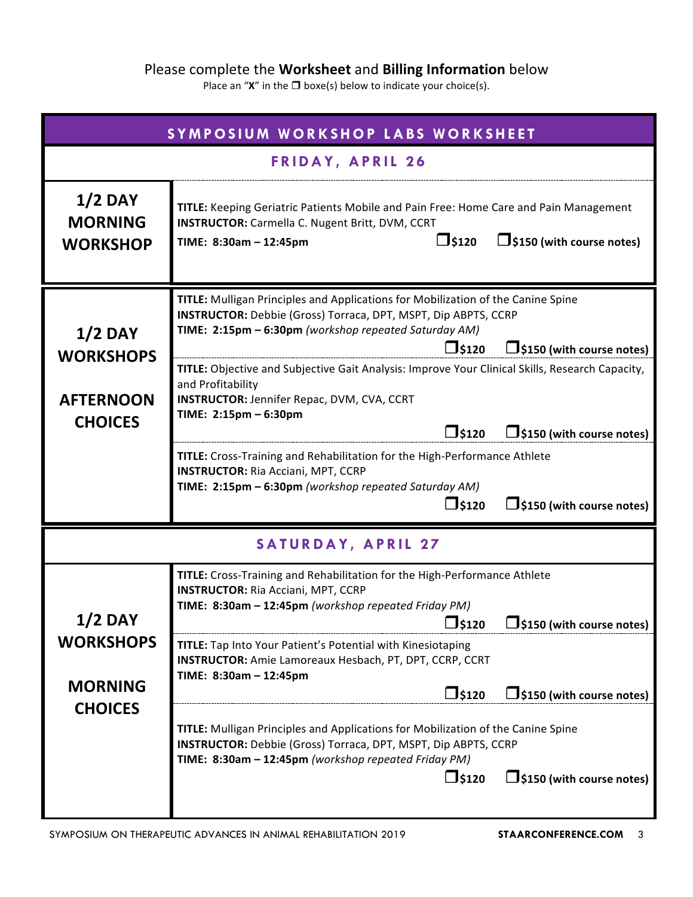Please complete the **Worksheet** and **Billing Information** below

Place an "**X**" in the ❐ boxe(s) below to indicate your choice(s).

## SYMPOSIUM WORKSHOP LABS WORKSHEET

### FRIDAY, APRIL 26

**1/2 DAY MORNING WORKSHOP**

**TITLE:** Keeping Geriatric Patients Mobile and Pain Free: Home Care and Pain Management
**INSTRUCTOR:** Carmella C. Nugent Britt, DVM, CCRT
**TIME: 8:30am – 12:45pm**

❐ **$120** ❐ **$150 (with course notes)**

**1/2 DAY WORKSHOPS AFTERNOON CHOICES**

**TITLE:** Mulligan Principles and Applications for Mobilization of the Canine Spine
**INSTRUCTOR:** Debbie (Gross) Torraca, DPT, MSPT, Dip ABPTS, CCRP
**TIME: 2:15pm – 6:30pm** *(workshop repeated Saturday AM)*

❐ **$120** ❐ **$150 (with course notes)**

**TITLE:** Objective and Subjective Gait Analysis: Improve Your Clinical Skills, Research Capacity, and Profitability
**INSTRUCTOR:** Jennifer Repac, DVM, CVA, CCRT
**TIME: 2:15pm – 6:30pm**

❐ **$120** ❐ **$150 (with course notes)**

**TITLE:** Cross-Training and Rehabilitation for the High-Performance Athlete
**INSTRUCTOR:** Ria Acciani, MPT, CCRP
**TIME: 2:15pm – 6:30pm** *(workshop repeated Saturday AM)*

❐ **$120** ❐ **$150 (with course notes)**

### SATURDAY, APRIL 27

**1/2 DAY WORKSHOPS MORNING CHOICES**

**TITLE:** Cross-Training and Rehabilitation for the High-Performance Athlete
**INSTRUCTOR:** Ria Acciani, MPT, CCRP
**TIME: 8:30am – 12:45pm** *(workshop repeated Friday PM)*

❐ **$120** ❐ **$150 (with course notes)**

**TITLE:** Tap Into Your Patient's Potential with Kinesiotaping
**INSTRUCTOR:** Amie Lamoreaux Hesbach, PT, DPT, CCRP, CCRT
**TIME: 8:30am – 12:45pm**

❐ **$120** ❐ **$150 (with course notes)**

**TITLE:** Mulligan Principles and Applications for Mobilization of the Canine Spine
**INSTRUCTOR:** Debbie (Gross) Torraca, DPT, MSPT, Dip ABPTS, CCRP
**TIME: 8:30am – 12:45pm** *(workshop repeated Friday PM)*

❐ **$120** ❐ **$150 (with course notes)**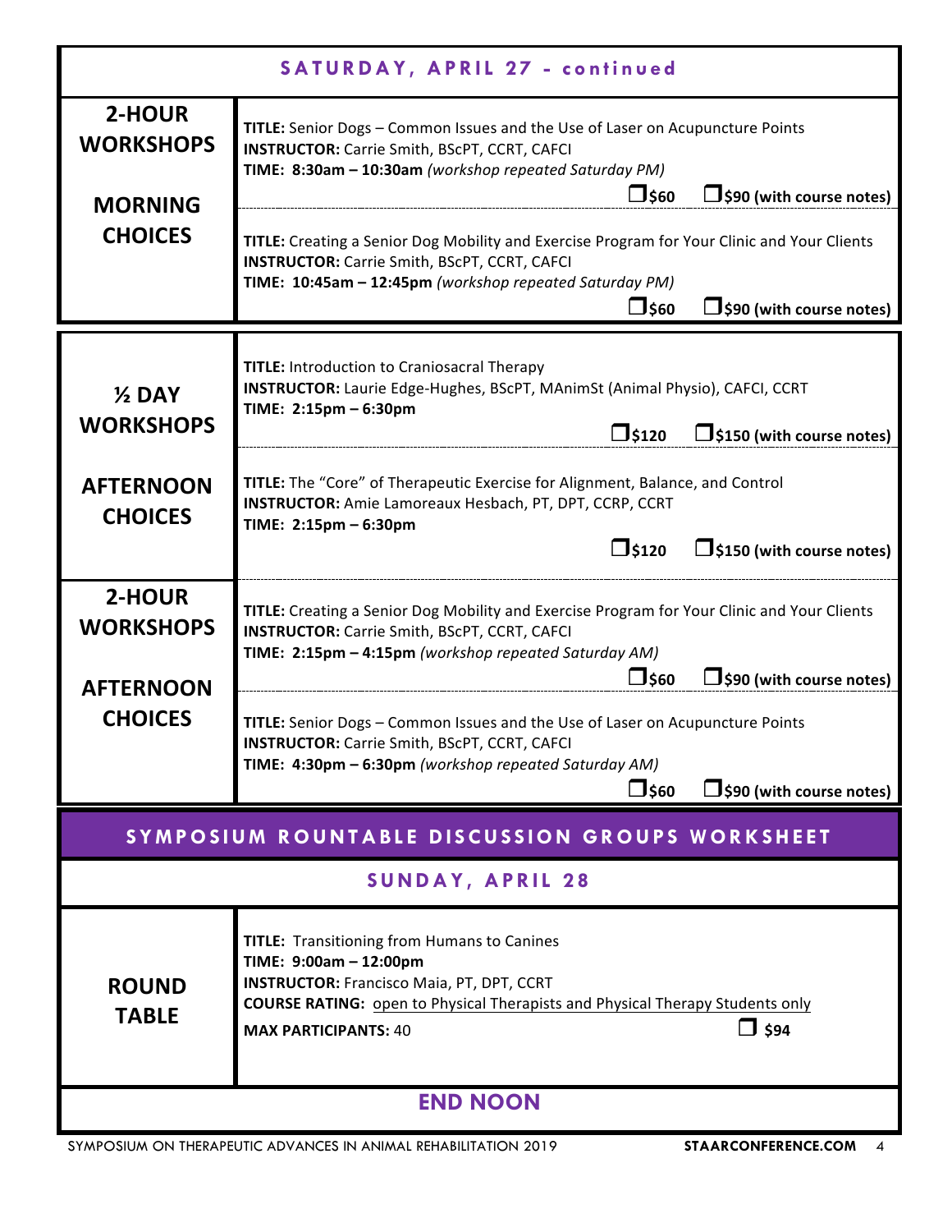## SATURDAY, APRIL 27 - continued

| | |
|---|---|
| **2-HOUR WORKSHOPS**<br><br>**MORNING CHOICES** | **TITLE:** Senior Dogs – Common Issues and the Use of Laser on Acupuncture Points<br>**INSTRUCTOR:** Carrie Smith, BScPT, CCRT, CAFCI<br>**TIME: 8:30am – 10:30am** *(workshop repeated Saturday PM)*<br>☐ **$60** ☐ **$90 (with course notes)** |
| | **TITLE:** Creating a Senior Dog Mobility and Exercise Program for Your Clinic and Your Clients<br>**INSTRUCTOR:** Carrie Smith, BScPT, CCRT, CAFCI<br>**TIME: 10:45am – 12:45pm** *(workshop repeated Saturday PM)*<br>☐ **$60** ☐ **$90 (with course notes)** |
| **½ DAY WORKSHOPS**<br><br>**AFTERNOON CHOICES** | **TITLE:** Introduction to Craniosacral Therapy<br>**INSTRUCTOR:** Laurie Edge-Hughes, BScPT, MAnimSt (Animal Physio), CAFCI, CCRT<br>**TIME: 2:15pm – 6:30pm**<br>☐ **$120** ☐ **$150 (with course notes)** |
| | **TITLE:** The "Core" of Therapeutic Exercise for Alignment, Balance, and Control<br>**INSTRUCTOR:** Amie Lamoreaux Hesbach, PT, DPT, CCRP, CCRT<br>**TIME: 2:15pm – 6:30pm**<br>☐ **$120** ☐ **$150 (with course notes)** |
| **2-HOUR WORKSHOPS**<br><br>**AFTERNOON CHOICES** | **TITLE:** Creating a Senior Dog Mobility and Exercise Program for Your Clinic and Your Clients<br>**INSTRUCTOR:** Carrie Smith, BScPT, CCRT, CAFCI<br>**TIME: 2:15pm – 4:15pm** *(workshop repeated Saturday AM)*<br>☐ **$60** ☐ **$90 (with course notes)** |
| | **TITLE:** Senior Dogs – Common Issues and the Use of Laser on Acupuncture Points<br>**INSTRUCTOR:** Carrie Smith, BScPT, CCRT, CAFCI<br>**TIME: 4:30pm – 6:30pm** *(workshop repeated Saturday AM)*<br>☐ **$60** ☐ **$90 (with course notes)** |

## SYMPOSIUM ROUNTABLE DISCUSSION GROUPS WORKSHEET

### SUNDAY, APRIL 28

| | |
|---|---|
| **ROUND TABLE** | **TITLE:** Transitioning from Humans to Canines<br>**TIME: 9:00am – 12:00pm**<br>**INSTRUCTOR:** Francisco Maia, PT, DPT, CCRT<br>**COURSE RATING:** open to Physical Therapists and Physical Therapy Students only<br>**MAX PARTICIPANTS:** 40 ☐ **$94** |

**END NOON**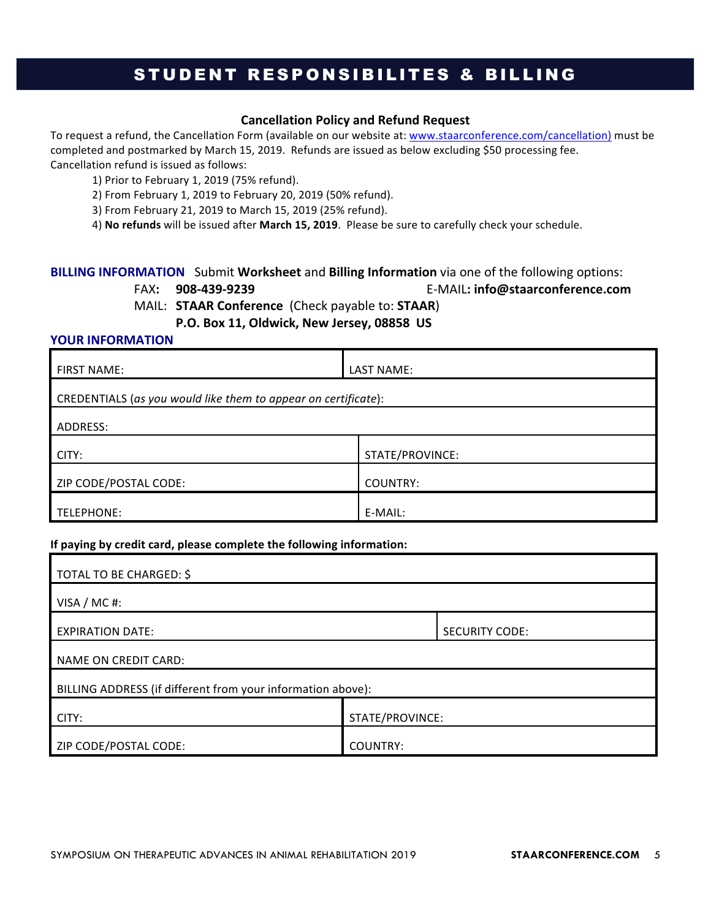# STUDENT RESPONSIBILITES & BILLING

### Cancellation Policy and Refund Request

To request a refund, the Cancellation Form (available on our website at: www.staarconference.com/cancellation) must be completed and postmarked by March 15, 2019. Refunds are issued as below excluding $50 processing fee.
Cancellation refund is issued as follows:

1) Prior to February 1, 2019 (75% refund).
2) From February 1, 2019 to February 20, 2019 (50% refund).
3) From February 21, 2019 to March 15, 2019 (25% refund).
4) **No refunds** will be issued after **March 15, 2019**. Please be sure to carefully check your schedule.

**BILLING INFORMATION** Submit **Worksheet** and **Billing Information** via one of the following options:

FAX: **908-439-9239** E-MAIL: **info@staarconference.com**

MAIL: **STAAR Conference** (Check payable to: **STAAR**)
**P.O. Box 11, Oldwick, New Jersey, 08858 US**

**YOUR INFORMATION**

| FIRST NAME: | LAST NAME: |
|---|---|
| CREDENTIALS (*as you would like them to appear on certificate*): | |
| ADDRESS: | |
| CITY: | STATE/PROVINCE: |
| ZIP CODE/POSTAL CODE: | COUNTRY: |
| TELEPHONE: | E-MAIL: |

**If paying by credit card, please complete the following information:**

| TOTAL TO BE CHARGED: $ | |
|---|---|
| VISA / MC #: | |
| EXPIRATION DATE: | SECURITY CODE: |
| NAME ON CREDIT CARD: | |
| BILLING ADDRESS (if different from your information above): | |
| CITY: | STATE/PROVINCE: |
| ZIP CODE/POSTAL CODE: | COUNTRY: |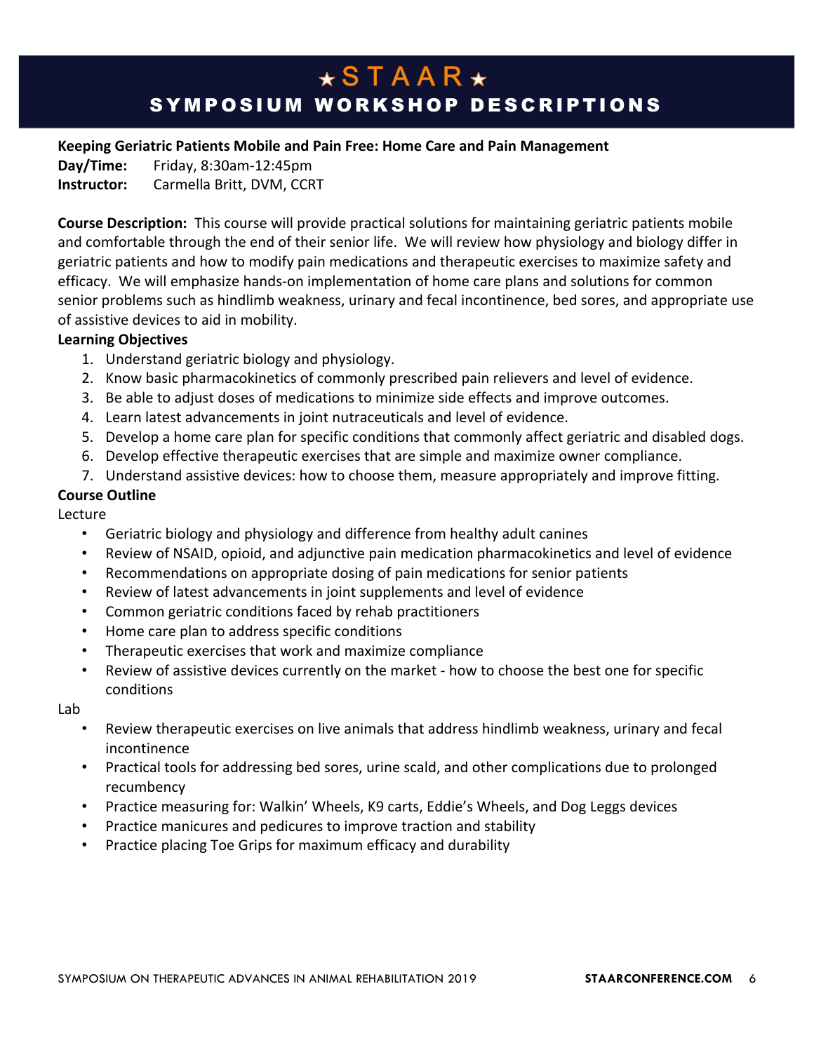# ★STAAR★

## SYMPOSIUM WORKSHOP DESCRIPTIONS

**Keeping Geriatric Patients Mobile and Pain Free: Home Care and Pain Management**

**Day/Time:** Friday, 8:30am-12:45pm

**Instructor:** Carmella Britt, DVM, CCRT

**Course Description:** This course will provide practical solutions for maintaining geriatric patients mobile and comfortable through the end of their senior life. We will review how physiology and biology differ in geriatric patients and how to modify pain medications and therapeutic exercises to maximize safety and efficacy. We will emphasize hands-on implementation of home care plans and solutions for common senior problems such as hindlimb weakness, urinary and fecal incontinence, bed sores, and appropriate use of assistive devices to aid in mobility.

**Learning Objectives**

1. Understand geriatric biology and physiology.
2. Know basic pharmacokinetics of commonly prescribed pain relievers and level of evidence.
3. Be able to adjust doses of medications to minimize side effects and improve outcomes.
4. Learn latest advancements in joint nutraceuticals and level of evidence.
5. Develop a home care plan for specific conditions that commonly affect geriatric and disabled dogs.
6. Develop effective therapeutic exercises that are simple and maximize owner compliance.
7. Understand assistive devices: how to choose them, measure appropriately and improve fitting.

**Course Outline**

Lecture

- Geriatric biology and physiology and difference from healthy adult canines
- Review of NSAID, opioid, and adjunctive pain medication pharmacokinetics and level of evidence
- Recommendations on appropriate dosing of pain medications for senior patients
- Review of latest advancements in joint supplements and level of evidence
- Common geriatric conditions faced by rehab practitioners
- Home care plan to address specific conditions
- Therapeutic exercises that work and maximize compliance
- Review of assistive devices currently on the market - how to choose the best one for specific conditions

Lab

- Review therapeutic exercises on live animals that address hindlimb weakness, urinary and fecal incontinence
- Practical tools for addressing bed sores, urine scald, and other complications due to prolonged recumbency
- Practice measuring for: Walkin' Wheels, K9 carts, Eddie's Wheels, and Dog Leggs devices
- Practice manicures and pedicures to improve traction and stability
- Practice placing Toe Grips for maximum efficacy and durability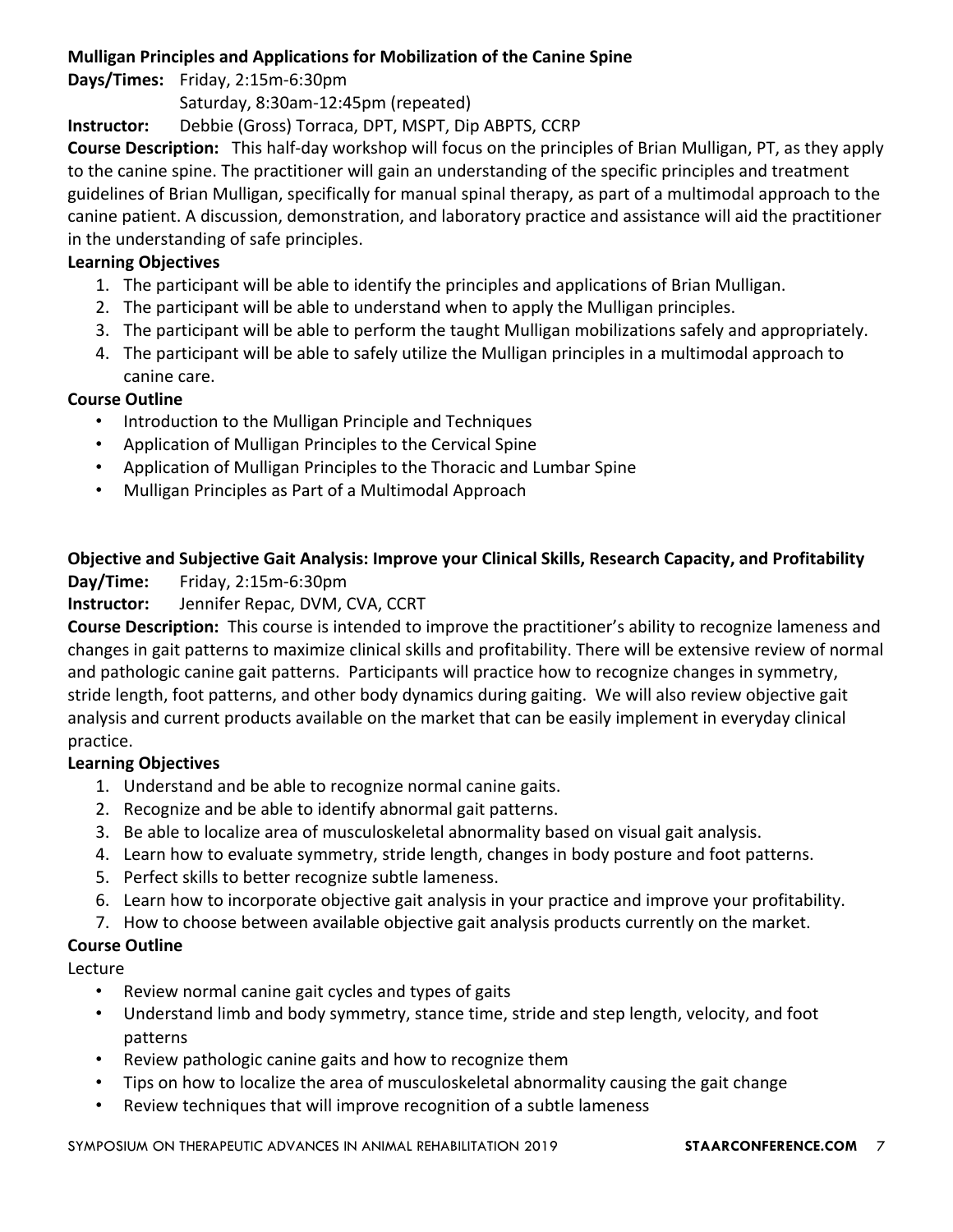### Mulligan Principles and Applications for Mobilization of the Canine Spine

**Days/Times:** Friday, 2:15m-6:30pm
Saturday, 8:30am-12:45pm (repeated)

**Instructor:** Debbie (Gross) Torraca, DPT, MSPT, Dip ABPTS, CCRP

**Course Description:** This half-day workshop will focus on the principles of Brian Mulligan, PT, as they apply to the canine spine. The practitioner will gain an understanding of the specific principles and treatment guidelines of Brian Mulligan, specifically for manual spinal therapy, as part of a multimodal approach to the canine patient. A discussion, demonstration, and laboratory practice and assistance will aid the practitioner in the understanding of safe principles.

**Learning Objectives**

1. The participant will be able to identify the principles and applications of Brian Mulligan.
2. The participant will be able to understand when to apply the Mulligan principles.
3. The participant will be able to perform the taught Mulligan mobilizations safely and appropriately.
4. The participant will be able to safely utilize the Mulligan principles in a multimodal approach to canine care.

**Course Outline**

- Introduction to the Mulligan Principle and Techniques
- Application of Mulligan Principles to the Cervical Spine
- Application of Mulligan Principles to the Thoracic and Lumbar Spine
- Mulligan Principles as Part of a Multimodal Approach

### Objective and Subjective Gait Analysis: Improve your Clinical Skills, Research Capacity, and Profitability

**Day/Time:** Friday, 2:15m-6:30pm

**Instructor:** Jennifer Repac, DVM, CVA, CCRT

**Course Description:** This course is intended to improve the practitioner's ability to recognize lameness and changes in gait patterns to maximize clinical skills and profitability. There will be extensive review of normal and pathologic canine gait patterns. Participants will practice how to recognize changes in symmetry, stride length, foot patterns, and other body dynamics during gaiting. We will also review objective gait analysis and current products available on the market that can be easily implement in everyday clinical practice.

**Learning Objectives**

1. Understand and be able to recognize normal canine gaits.
2. Recognize and be able to identify abnormal gait patterns.
3. Be able to localize area of musculoskeletal abnormality based on visual gait analysis.
4. Learn how to evaluate symmetry, stride length, changes in body posture and foot patterns.
5. Perfect skills to better recognize subtle lameness.
6. Learn how to incorporate objective gait analysis in your practice and improve your profitability.
7. How to choose between available objective gait analysis products currently on the market.

**Course Outline**

Lecture

- Review normal canine gait cycles and types of gaits
- Understand limb and body symmetry, stance time, stride and step length, velocity, and foot patterns
- Review pathologic canine gaits and how to recognize them
- Tips on how to localize the area of musculoskeletal abnormality causing the gait change
- Review techniques that will improve recognition of a subtle lameness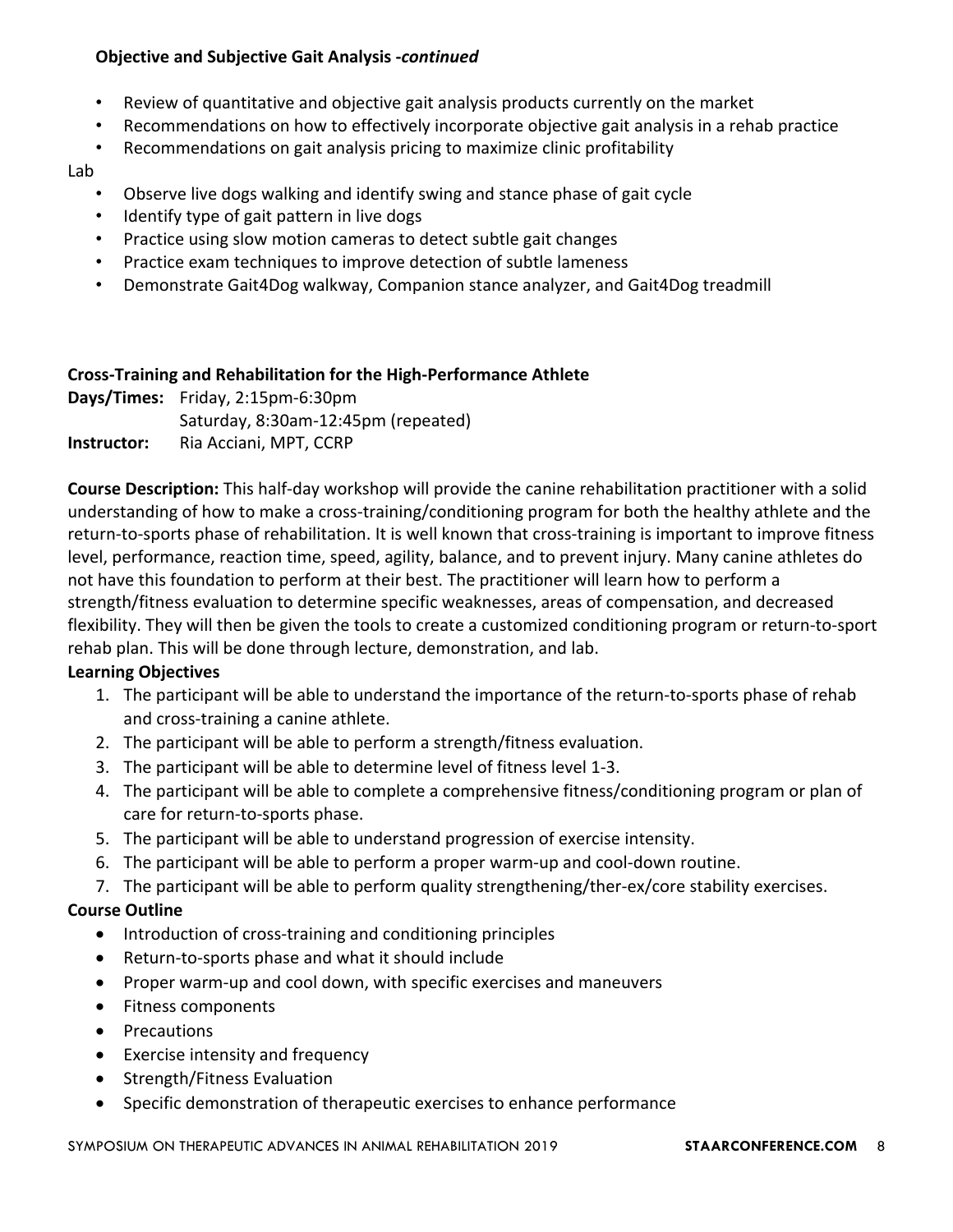**Objective and Subjective Gait Analysis -*continued***

- Review of quantitative and objective gait analysis products currently on the market
- Recommendations on how to effectively incorporate objective gait analysis in a rehab practice
- Recommendations on gait analysis pricing to maximize clinic profitability

Lab

- Observe live dogs walking and identify swing and stance phase of gait cycle
- Identify type of gait pattern in live dogs
- Practice using slow motion cameras to detect subtle gait changes
- Practice exam techniques to improve detection of subtle lameness
- Demonstrate Gait4Dog walkway, Companion stance analyzer, and Gait4Dog treadmill

## Cross-Training and Rehabilitation for the High-Performance Athlete

**Days/Times:** Friday, 2:15pm-6:30pm
Saturday, 8:30am-12:45pm (repeated)

**Instructor:** Ria Acciani, MPT, CCRP

**Course Description:** This half-day workshop will provide the canine rehabilitation practitioner with a solid understanding of how to make a cross-training/conditioning program for both the healthy athlete and the return-to-sports phase of rehabilitation. It is well known that cross-training is important to improve fitness level, performance, reaction time, speed, agility, balance, and to prevent injury. Many canine athletes do not have this foundation to perform at their best. The practitioner will learn how to perform a strength/fitness evaluation to determine specific weaknesses, areas of compensation, and decreased flexibility. They will then be given the tools to create a customized conditioning program or return-to-sport rehab plan. This will be done through lecture, demonstration, and lab.

**Learning Objectives**

1. The participant will be able to understand the importance of the return-to-sports phase of rehab and cross-training a canine athlete.
2. The participant will be able to perform a strength/fitness evaluation.
3. The participant will be able to determine level of fitness level 1-3.
4. The participant will be able to complete a comprehensive fitness/conditioning program or plan of care for return-to-sports phase.
5. The participant will be able to understand progression of exercise intensity.
6. The participant will be able to perform a proper warm-up and cool-down routine.
7. The participant will be able to perform quality strengthening/ther-ex/core stability exercises.

**Course Outline**

- Introduction of cross-training and conditioning principles
- Return-to-sports phase and what it should include
- Proper warm-up and cool down, with specific exercises and maneuvers
- Fitness components
- Precautions
- Exercise intensity and frequency
- Strength/Fitness Evaluation
- Specific demonstration of therapeutic exercises to enhance performance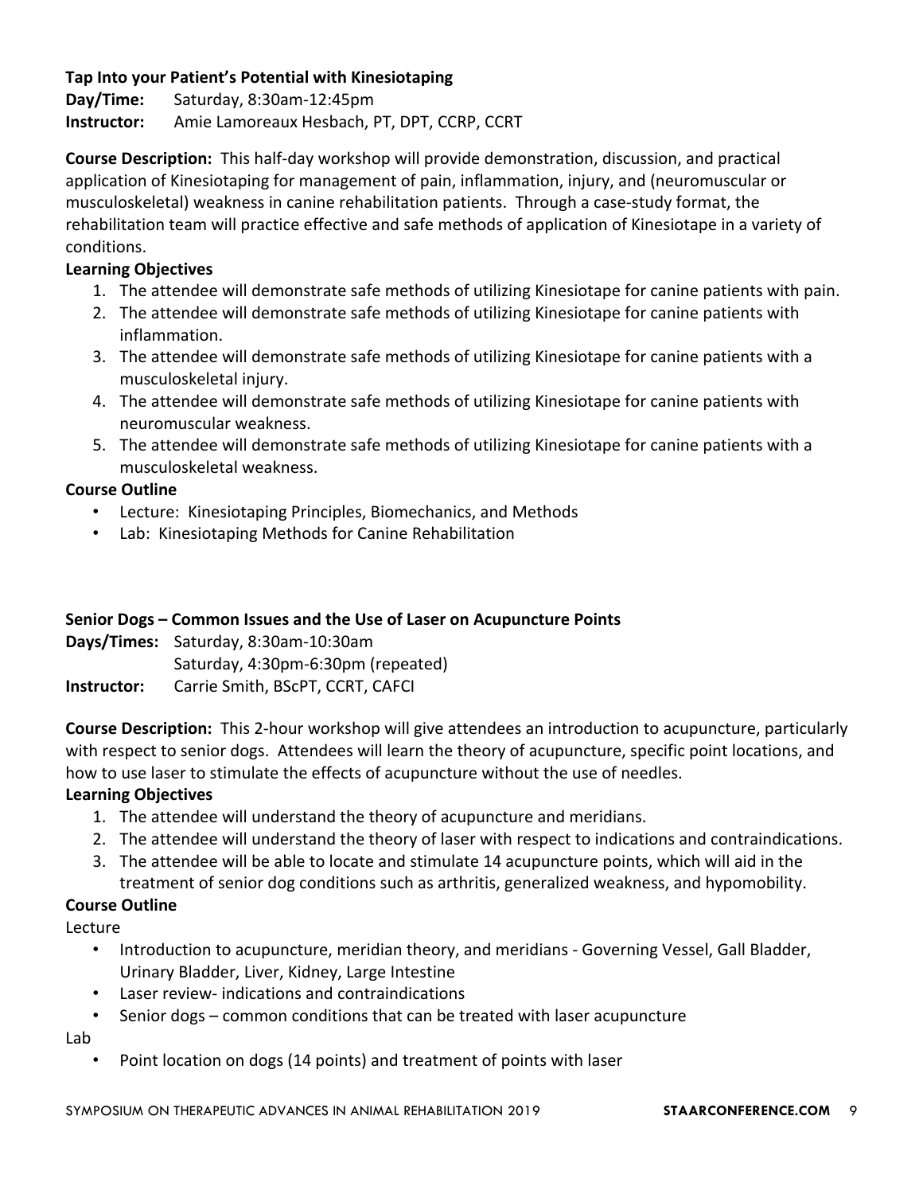### Tap Into your Patient's Potential with Kinesiotaping

**Day/Time:** Saturday, 8:30am-12:45pm
**Instructor:** Amie Lamoreaux Hesbach, PT, DPT, CCRP, CCRT

**Course Description:** This half-day workshop will provide demonstration, discussion, and practical application of Kinesiotaping for management of pain, inflammation, injury, and (neuromuscular or musculoskeletal) weakness in canine rehabilitation patients. Through a case-study format, the rehabilitation team will practice effective and safe methods of application of Kinesiotape in a variety of conditions.

**Learning Objectives**

1. The attendee will demonstrate safe methods of utilizing Kinesiotape for canine patients with pain.
2. The attendee will demonstrate safe methods of utilizing Kinesiotape for canine patients with inflammation.
3. The attendee will demonstrate safe methods of utilizing Kinesiotape for canine patients with a musculoskeletal injury.
4. The attendee will demonstrate safe methods of utilizing Kinesiotape for canine patients with neuromuscular weakness.
5. The attendee will demonstrate safe methods of utilizing Kinesiotape for canine patients with a musculoskeletal weakness.

**Course Outline**

- Lecture: Kinesiotaping Principles, Biomechanics, and Methods
- Lab: Kinesiotaping Methods for Canine Rehabilitation

### Senior Dogs – Common Issues and the Use of Laser on Acupuncture Points

**Days/Times:** Saturday, 8:30am-10:30am
Saturday, 4:30pm-6:30pm (repeated)
**Instructor:** Carrie Smith, BScPT, CCRT, CAFCI

**Course Description:** This 2-hour workshop will give attendees an introduction to acupuncture, particularly with respect to senior dogs. Attendees will learn the theory of acupuncture, specific point locations, and how to use laser to stimulate the effects of acupuncture without the use of needles.

**Learning Objectives**

1. The attendee will understand the theory of acupuncture and meridians.
2. The attendee will understand the theory of laser with respect to indications and contraindications.
3. The attendee will be able to locate and stimulate 14 acupuncture points, which will aid in the treatment of senior dog conditions such as arthritis, generalized weakness, and hypomobility.

**Course Outline**

Lecture

- Introduction to acupuncture, meridian theory, and meridians - Governing Vessel, Gall Bladder, Urinary Bladder, Liver, Kidney, Large Intestine
- Laser review- indications and contraindications
- Senior dogs – common conditions that can be treated with laser acupuncture

Lab

- Point location on dogs (14 points) and treatment of points with laser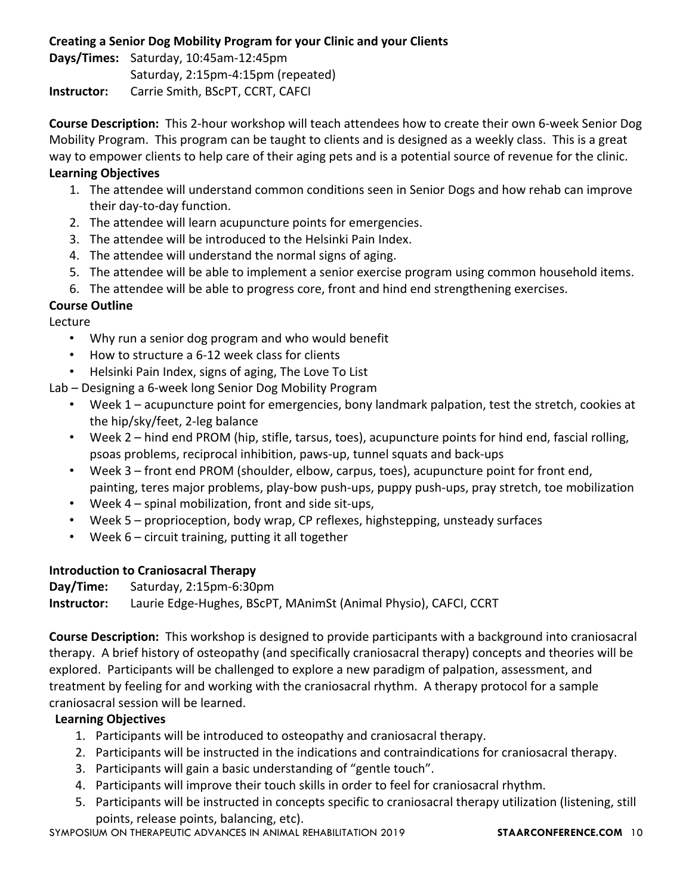## Creating a Senior Dog Mobility Program for your Clinic and your Clients

**Days/Times:** Saturday, 10:45am-12:45pm
Saturday, 2:15pm-4:15pm (repeated)

**Instructor:** Carrie Smith, BScPT, CCRT, CAFCI

**Course Description:** This 2-hour workshop will teach attendees how to create their own 6-week Senior Dog Mobility Program. This program can be taught to clients and is designed as a weekly class. This is a great way to empower clients to help care of their aging pets and is a potential source of revenue for the clinic.

**Learning Objectives**

1. The attendee will understand common conditions seen in Senior Dogs and how rehab can improve their day-to-day function.
2. The attendee will learn acupuncture points for emergencies.
3. The attendee will be introduced to the Helsinki Pain Index.
4. The attendee will understand the normal signs of aging.
5. The attendee will be able to implement a senior exercise program using common household items.
6. The attendee will be able to progress core, front and hind end strengthening exercises.

**Course Outline**

Lecture

- Why run a senior dog program and who would benefit
- How to structure a 6-12 week class for clients
- Helsinki Pain Index, signs of aging, The Love To List

Lab – Designing a 6-week long Senior Dog Mobility Program

- Week 1 – acupuncture point for emergencies, bony landmark palpation, test the stretch, cookies at the hip/sky/feet, 2-leg balance
- Week 2 – hind end PROM (hip, stifle, tarsus, toes), acupuncture points for hind end, fascial rolling, psoas problems, reciprocal inhibition, paws-up, tunnel squats and back-ups
- Week 3 – front end PROM (shoulder, elbow, carpus, toes), acupuncture point for front end, painting, teres major problems, play-bow push-ups, puppy push-ups, pray stretch, toe mobilization
- Week 4 – spinal mobilization, front and side sit-ups,
- Week 5 – proprioception, body wrap, CP reflexes, highstepping, unsteady surfaces
- Week 6 – circuit training, putting it all together

## Introduction to Craniosacral Therapy

**Day/Time:** Saturday, 2:15pm-6:30pm

**Instructor:** Laurie Edge-Hughes, BScPT, MAnimSt (Animal Physio), CAFCI, CCRT

**Course Description:** This workshop is designed to provide participants with a background into craniosacral therapy. A brief history of osteopathy (and specifically craniosacral therapy) concepts and theories will be explored. Participants will be challenged to explore a new paradigm of palpation, assessment, and treatment by feeling for and working with the craniosacral rhythm. A therapy protocol for a sample craniosacral session will be learned.

**Learning Objectives**

1. Participants will be introduced to osteopathy and craniosacral therapy.
2. Participants will be instructed in the indications and contraindications for craniosacral therapy.
3. Participants will gain a basic understanding of "gentle touch".
4. Participants will improve their touch skills in order to feel for craniosacral rhythm.
5. Participants will be instructed in concepts specific to craniosacral therapy utilization (listening, still points, release points, balancing, etc).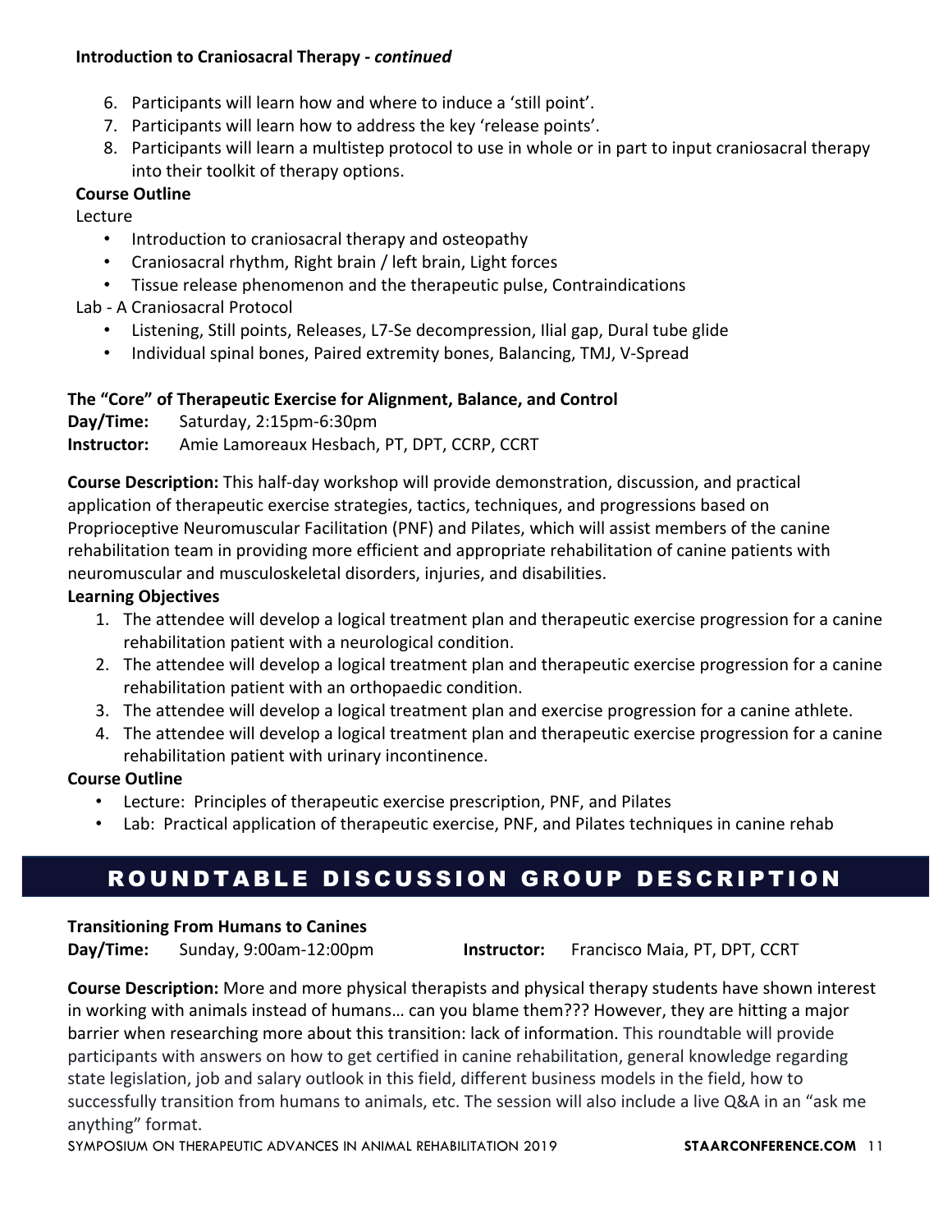**Introduction to Craniosacral Therapy -** ***continued***

6. Participants will learn how and where to induce a 'still point'.
7. Participants will learn how to address the key 'release points'.
8. Participants will learn a multistep protocol to use in whole or in part to input craniosacral therapy into their toolkit of therapy options.

**Course Outline**

Lecture

- Introduction to craniosacral therapy and osteopathy
- Craniosacral rhythm, Right brain / left brain, Light forces
- Tissue release phenomenon and the therapeutic pulse, Contraindications

Lab - A Craniosacral Protocol

- Listening, Still points, Releases, L7-Se decompression, Ilial gap, Dural tube glide
- Individual spinal bones, Paired extremity bones, Balancing, TMJ, V-Spread

### The "Core" of Therapeutic Exercise for Alignment, Balance, and Control

**Day/Time:** Saturday, 2:15pm-6:30pm
**Instructor:** Amie Lamoreaux Hesbach, PT, DPT, CCRP, CCRT

**Course Description:** This half-day workshop will provide demonstration, discussion, and practical application of therapeutic exercise strategies, tactics, techniques, and progressions based on Proprioceptive Neuromuscular Facilitation (PNF) and Pilates, which will assist members of the canine rehabilitation team in providing more efficient and appropriate rehabilitation of canine patients with neuromuscular and musculoskeletal disorders, injuries, and disabilities.

**Learning Objectives**

1. The attendee will develop a logical treatment plan and therapeutic exercise progression for a canine rehabilitation patient with a neurological condition.
2. The attendee will develop a logical treatment plan and therapeutic exercise progression for a canine rehabilitation patient with an orthopaedic condition.
3. The attendee will develop a logical treatment plan and exercise progression for a canine athlete.
4. The attendee will develop a logical treatment plan and therapeutic exercise progression for a canine rehabilitation patient with urinary incontinence.

**Course Outline**

- Lecture: Principles of therapeutic exercise prescription, PNF, and Pilates
- Lab: Practical application of therapeutic exercise, PNF, and Pilates techniques in canine rehab

## ROUNDTABLE DISCUSSION GROUP DESCRIPTION

### Transitioning From Humans to Canines

**Day/Time:** Sunday, 9:00am-12:00pm **Instructor:** Francisco Maia, PT, DPT, CCRT

**Course Description:** More and more physical therapists and physical therapy students have shown interest in working with animals instead of humans… can you blame them??? However, they are hitting a major barrier when researching more about this transition: lack of information. This roundtable will provide participants with answers on how to get certified in canine rehabilitation, general knowledge regarding state legislation, job and salary outlook in this field, different business models in the field, how to successfully transition from humans to animals, etc. The session will also include a live Q&A in an "ask me anything" format.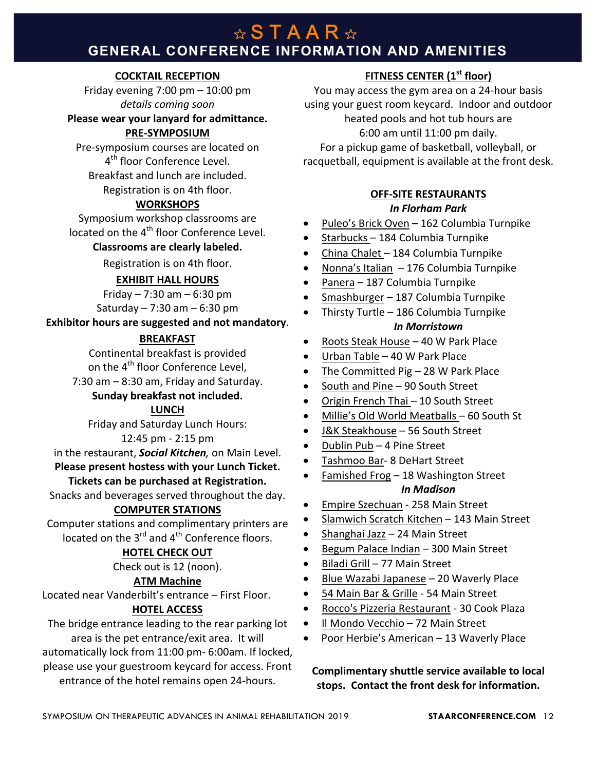# ☆STAAR☆

## GENERAL CONFERENCE INFORMATION AND AMENITIES

### COCKTAIL RECEPTION

Friday evening 7:00 pm – 10:00 pm
*details coming soon*
**Please wear your lanyard for admittance.**

### PRE-SYMPOSIUM

Pre-symposium courses are located on 4th floor Conference Level.
Breakfast and lunch are included.
Registration is on 4th floor.

### WORKSHOPS

Symposium workshop classrooms are located on the 4th floor Conference Level.
**Classrooms are clearly labeled.**
Registration is on 4th floor.

### EXHIBIT HALL HOURS

Friday – 7:30 am – 6:30 pm
Saturday – 7:30 am – 6:30 pm
**Exhibitor hours are suggested and not mandatory**.

### BREAKFAST

Continental breakfast is provided on the 4th floor Conference Level,
7:30 am – 8:30 am, Friday and Saturday.
**Sunday breakfast not included.**

### LUNCH

Friday and Saturday Lunch Hours:
12:45 pm - 2:15 pm
in the restaurant, ***Social Kitchen****,* on Main Level.
**Please present hostess with your Lunch Ticket.**
**Tickets can be purchased at Registration.**
Snacks and beverages served throughout the day.

### COMPUTER STATIONS

Computer stations and complimentary printers are located on the 3rd and 4th Conference floors.

### HOTEL CHECK OUT

Check out is 12 (noon).

### ATM Machine

Located near Vanderbilt's entrance – First Floor.

### HOTEL ACCESS

The bridge entrance leading to the rear parking lot area is the pet entrance/exit area. It will automatically lock from 11:00 pm- 6:00am. If locked, please use your guestroom keycard for access. Front entrance of the hotel remains open 24-hours.

### FITNESS CENTER (1st floor)

You may access the gym area on a 24-hour basis using your guest room keycard. Indoor and outdoor heated pools and hot tub hours are 6:00 am until 11:00 pm daily.
For a pickup game of basketball, volleyball, or racquetball, equipment is available at the front desk.

### OFF-SITE RESTAURANTS

***In Florham Park***

- Puleo's Brick Oven – 162 Columbia Turnpike
- Starbucks – 184 Columbia Turnpike
- China Chalet – 184 Columbia Turnpike
- Nonna's Italian – 176 Columbia Turnpike
- Panera – 187 Columbia Turnpike
- Smashburger – 187 Columbia Turnpike
- Thirsty Turtle – 186 Columbia Turnpike

***In Morristown***

- Roots Steak House – 40 W Park Place
- Urban Table – 40 W Park Place
- The Committed Pig – 28 W Park Place
- South and Pine – 90 South Street
- Origin French Thai – 10 South Street
- Millie's Old World Meatballs – 60 South St
- J&K Steakhouse – 56 South Street
- Dublin Pub – 4 Pine Street
- Tashmoo Bar- 8 DeHart Street
- Famished Frog – 18 Washington Street

***In Madison***

- Empire Szechuan - 258 Main Street
- Slamwich Scratch Kitchen – 143 Main Street
- Shanghai Jazz – 24 Main Street
- Begum Palace Indian – 300 Main Street
- Biladi Grill – 77 Main Street
- Blue Wazabi Japanese – 20 Waverly Place
- 54 Main Bar & Grille - 54 Main Street
- Rocco's Pizzeria Restaurant - 30 Cook Plaza
- Il Mondo Vecchio – 72 Main Street
- Poor Herbie's American – 13 Waverly Place

**Complimentary shuttle service available to local stops. Contact the front desk for information.**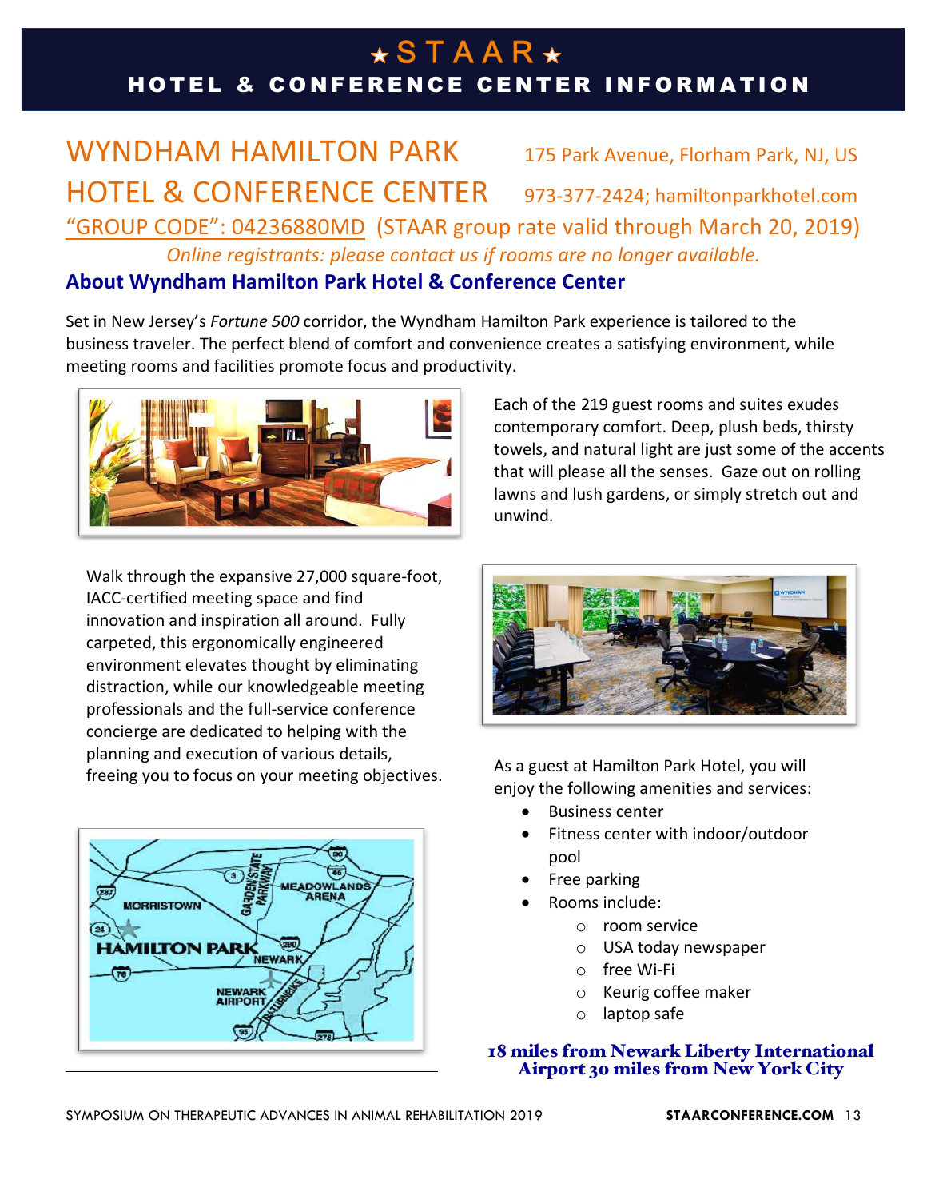# ★STAAR★

## HOTEL & CONFERENCE CENTER INFORMATION

## WYNDHAM HAMILTON PARK HOTEL & CONFERENCE CENTER

175 Park Avenue, Florham Park, NJ, US

973-377-2424; hamiltonparkhotel.com

"GROUP CODE": 04236880MD (STAAR group rate valid through March 20, 2019)

*Online registrants: please contact us if rooms are no longer available.*

### About Wyndham Hamilton Park Hotel & Conference Center

Set in New Jersey's *Fortune 500* corridor, the Wyndham Hamilton Park experience is tailored to the business traveler. The perfect blend of comfort and convenience creates a satisfying environment, while meeting rooms and facilities promote focus and productivity.

Each of the 219 guest rooms and suites exudes contemporary comfort. Deep, plush beds, thirsty towels, and natural light are just some of the accents that will please all the senses. Gaze out on rolling lawns and lush gardens, or simply stretch out and unwind.

Walk through the expansive 27,000 square-foot, IACC-certified meeting space and find innovation and inspiration all around. Fully carpeted, this ergonomically engineered environment elevates thought by eliminating distraction, while our knowledgeable meeting professionals and the full-service conference concierge are dedicated to helping with the planning and execution of various details, freeing you to focus on your meeting objectives.

As a guest at Hamilton Park Hotel, you will enjoy the following amenities and services:

- Business center
- Fitness center with indoor/outdoor pool
- Free parking
- Rooms include:
  - room service
  - USA today newspaper
  - free Wi-Fi
  - Keurig coffee maker
  - laptop safe

**18 miles from Newark Liberty International Airport 30 miles from New York City**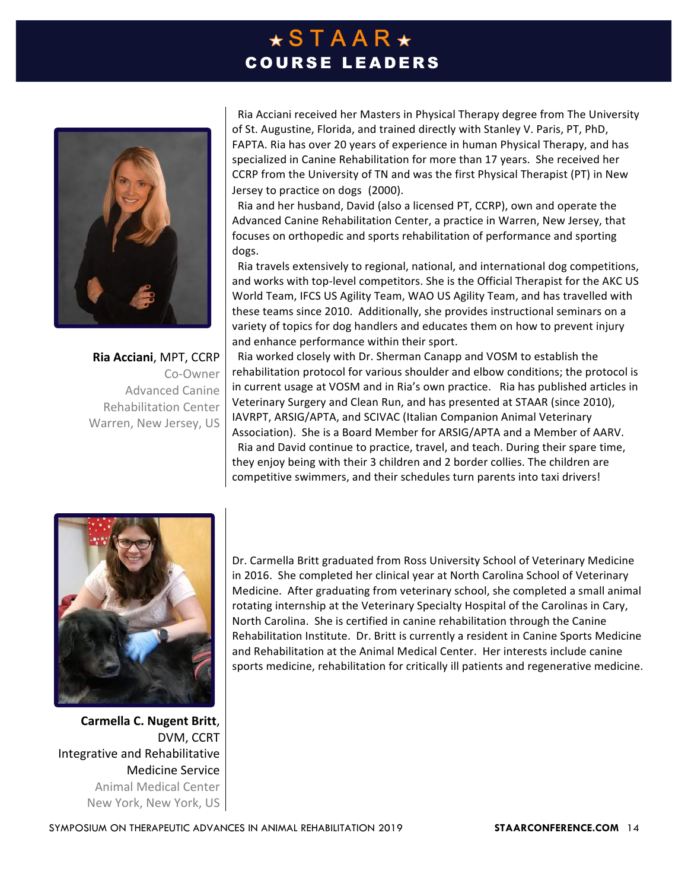# ★STAAR★
## COURSE LEADERS

**Ria Acciani**, MPT, CCRP
Co-Owner
Advanced Canine Rehabilitation Center
Warren, New Jersey, US

Ria Acciani received her Masters in Physical Therapy degree from The University of St. Augustine, Florida, and trained directly with Stanley V. Paris, PT, PhD, FAPTA. Ria has over 20 years of experience in human Physical Therapy, and has specialized in Canine Rehabilitation for more than 17 years. She received her CCRP from the University of TN and was the first Physical Therapist (PT) in New Jersey to practice on dogs (2000).

Ria and her husband, David (also a licensed PT, CCRP), own and operate the Advanced Canine Rehabilitation Center, a practice in Warren, New Jersey, that focuses on orthopedic and sports rehabilitation of performance and sporting dogs.

Ria travels extensively to regional, national, and international dog competitions, and works with top-level competitors. She is the Official Therapist for the AKC US World Team, IFCS US Agility Team, WAO US Agility Team, and has travelled with these teams since 2010. Additionally, she provides instructional seminars on a variety of topics for dog handlers and educates them on how to prevent injury and enhance performance within their sport.

Ria worked closely with Dr. Sherman Canapp and VOSM to establish the rehabilitation protocol for various shoulder and elbow conditions; the protocol is in current usage at VOSM and in Ria's own practice. Ria has published articles in Veterinary Surgery and Clean Run, and has presented at STAAR (since 2010), IAVRPT, ARSIG/APTA, and SCIVAC (Italian Companion Animal Veterinary Association). She is a Board Member for ARSIG/APTA and a Member of AARV.

Ria and David continue to practice, travel, and teach. During their spare time, they enjoy being with their 3 children and 2 border collies. The children are competitive swimmers, and their schedules turn parents into taxi drivers!

**Carmella C. Nugent Britt**, DVM, CCRT
Integrative and Rehabilitative Medicine Service
Animal Medical Center
New York, New York, US

Dr. Carmella Britt graduated from Ross University School of Veterinary Medicine in 2016. She completed her clinical year at North Carolina School of Veterinary Medicine. After graduating from veterinary school, she completed a small animal rotating internship at the Veterinary Specialty Hospital of the Carolinas in Cary, North Carolina. She is certified in canine rehabilitation through the Canine Rehabilitation Institute. Dr. Britt is currently a resident in Canine Sports Medicine and Rehabilitation at the Animal Medical Center. Her interests include canine sports medicine, rehabilitation for critically ill patients and regenerative medicine.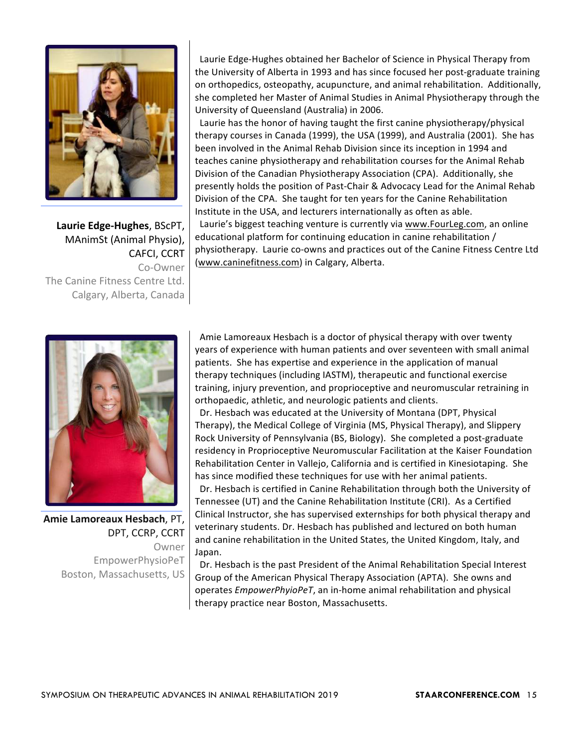**Laurie Edge-Hughes**, BScPT, MAnimSt (Animal Physio), CAFCI, CCRT
Co-Owner
The Canine Fitness Centre Ltd.
Calgary, Alberta, Canada

Laurie Edge-Hughes obtained her Bachelor of Science in Physical Therapy from the University of Alberta in 1993 and has since focused her post-graduate training on orthopedics, osteopathy, acupuncture, and animal rehabilitation. Additionally, she completed her Master of Animal Studies in Animal Physiotherapy through the University of Queensland (Australia) in 2006.

Laurie has the honor of having taught the first canine physiotherapy/physical therapy courses in Canada (1999), the USA (1999), and Australia (2001). She has been involved in the Animal Rehab Division since its inception in 1994 and teaches canine physiotherapy and rehabilitation courses for the Animal Rehab Division of the Canadian Physiotherapy Association (CPA). Additionally, she presently holds the position of Past-Chair & Advocacy Lead for the Animal Rehab Division of the CPA. She taught for ten years for the Canine Rehabilitation Institute in the USA, and lecturers internationally as often as able.

Laurie's biggest teaching venture is currently via www.FourLeg.com, an online educational platform for continuing education in canine rehabilitation / physiotherapy. Laurie co-owns and practices out of the Canine Fitness Centre Ltd (www.caninefitness.com) in Calgary, Alberta.

**Amie Lamoreaux Hesbach**, PT, DPT, CCRP, CCRT
Owner
EmpowerPhysioPeT
Boston, Massachusetts, US

Amie Lamoreaux Hesbach is a doctor of physical therapy with over twenty years of experience with human patients and over seventeen with small animal patients. She has expertise and experience in the application of manual therapy techniques (including IASTM), therapeutic and functional exercise training, injury prevention, and proprioceptive and neuromuscular retraining in orthopaedic, athletic, and neurologic patients and clients.

Dr. Hesbach was educated at the University of Montana (DPT, Physical Therapy), the Medical College of Virginia (MS, Physical Therapy), and Slippery Rock University of Pennsylvania (BS, Biology). She completed a post-graduate residency in Proprioceptive Neuromuscular Facilitation at the Kaiser Foundation Rehabilitation Center in Vallejo, California and is certified in Kinesiotaping. She has since modified these techniques for use with her animal patients.

Dr. Hesbach is certified in Canine Rehabilitation through both the University of Tennessee (UT) and the Canine Rehabilitation Institute (CRI). As a Certified Clinical Instructor, she has supervised externships for both physical therapy and veterinary students. Dr. Hesbach has published and lectured on both human and canine rehabilitation in the United States, the United Kingdom, Italy, and Japan.

Dr. Hesbach is the past President of the Animal Rehabilitation Special Interest Group of the American Physical Therapy Association (APTA). She owns and operates *EmpowerPhyioPeT*, an in-home animal rehabilitation and physical therapy practice near Boston, Massachusetts.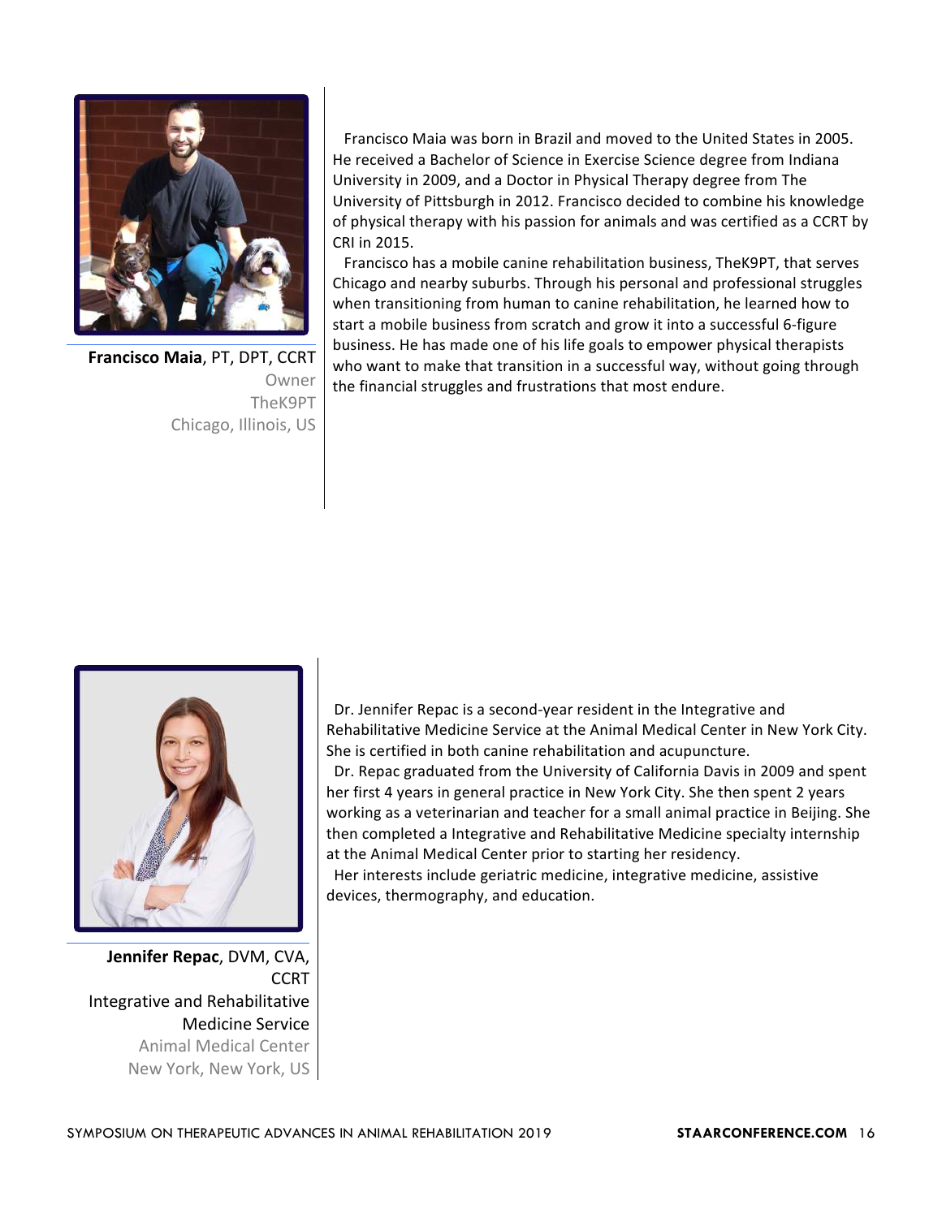**Francisco Maia**, PT, DPT, CCRT
Owner
TheK9PT
Chicago, Illinois, US

Francisco Maia was born in Brazil and moved to the United States in 2005. He received a Bachelor of Science in Exercise Science degree from Indiana University in 2009, and a Doctor in Physical Therapy degree from The University of Pittsburgh in 2012. Francisco decided to combine his knowledge of physical therapy with his passion for animals and was certified as a CCRT by CRI in 2015.

Francisco has a mobile canine rehabilitation business, TheK9PT, that serves Chicago and nearby suburbs. Through his personal and professional struggles when transitioning from human to canine rehabilitation, he learned how to start a mobile business from scratch and grow it into a successful 6-figure business. He has made one of his life goals to empower physical therapists who want to make that transition in a successful way, without going through the financial struggles and frustrations that most endure.

**Jennifer Repac**, DVM, CVA, CCRT
Integrative and Rehabilitative Medicine Service
Animal Medical Center
New York, New York, US

Dr. Jennifer Repac is a second-year resident in the Integrative and Rehabilitative Medicine Service at the Animal Medical Center in New York City. She is certified in both canine rehabilitation and acupuncture.

Dr. Repac graduated from the University of California Davis in 2009 and spent her first 4 years in general practice in New York City. She then spent 2 years working as a veterinarian and teacher for a small animal practice in Beijing. She then completed a Integrative and Rehabilitative Medicine specialty internship at the Animal Medical Center prior to starting her residency.

Her interests include geriatric medicine, integrative medicine, assistive devices, thermography, and education.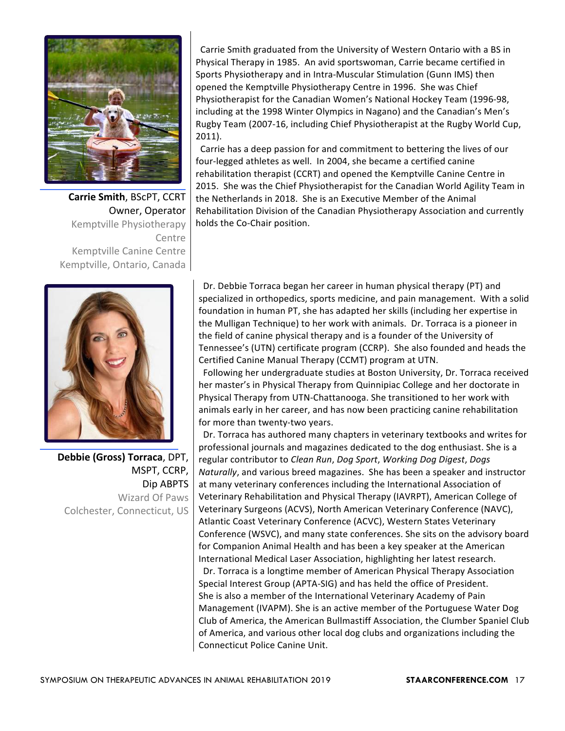**Carrie Smith**, BScPT, CCRT
Owner, Operator
Kemptville Physiotherapy Centre
Kemptville Canine Centre
Kemptville, Ontario, Canada

Carrie Smith graduated from the University of Western Ontario with a BS in Physical Therapy in 1985. An avid sportswoman, Carrie became certified in Sports Physiotherapy and in Intra-Muscular Stimulation (Gunn IMS) then opened the Kemptville Physiotherapy Centre in 1996. She was Chief Physiotherapist for the Canadian Women's National Hockey Team (1996-98, including at the 1998 Winter Olympics in Nagano) and the Canadian's Men's Rugby Team (2007-16, including Chief Physiotherapist at the Rugby World Cup, 2011).

Carrie has a deep passion for and commitment to bettering the lives of our four-legged athletes as well. In 2004, she became a certified canine rehabilitation therapist (CCRT) and opened the Kemptville Canine Centre in 2015. She was the Chief Physiotherapist for the Canadian World Agility Team in the Netherlands in 2018. She is an Executive Member of the Animal Rehabilitation Division of the Canadian Physiotherapy Association and currently holds the Co-Chair position.

**Debbie (Gross) Torraca**, DPT, MSPT, CCRP, Dip ABPTS
Wizard Of Paws
Colchester, Connecticut, US

Dr. Debbie Torraca began her career in human physical therapy (PT) and specialized in orthopedics, sports medicine, and pain management. With a solid foundation in human PT, she has adapted her skills (including her expertise in the Mulligan Technique) to her work with animals. Dr. Torraca is a pioneer in the field of canine physical therapy and is a founder of the University of Tennessee's (UTN) certificate program (CCRP). She also founded and heads the Certified Canine Manual Therapy (CCMT) program at UTN.

Following her undergraduate studies at Boston University, Dr. Torraca received her master's in Physical Therapy from Quinnipiac College and her doctorate in Physical Therapy from UTN-Chattanooga. She transitioned to her work with animals early in her career, and has now been practicing canine rehabilitation for more than twenty-two years.

Dr. Torraca has authored many chapters in veterinary textbooks and writes for professional journals and magazines dedicated to the dog enthusiast. She is a regular contributor to *Clean Run*, *Dog Sport*, *Working Dog Digest*, *Dogs Naturally*, and various breed magazines. She has been a speaker and instructor at many veterinary conferences including the International Association of Veterinary Rehabilitation and Physical Therapy (IAVRPT), American College of Veterinary Surgeons (ACVS), North American Veterinary Conference (NAVC), Atlantic Coast Veterinary Conference (ACVC), Western States Veterinary Conference (WSVC), and many state conferences. She sits on the advisory board for Companion Animal Health and has been a key speaker at the American International Medical Laser Association, highlighting her latest research.

Dr. Torraca is a longtime member of American Physical Therapy Association Special Interest Group (APTA-SIG) and has held the office of President. She is also a member of the International Veterinary Academy of Pain Management (IVAPM). She is an active member of the Portuguese Water Dog Club of America, the American Bullmastiff Association, the Clumber Spaniel Club of America, and various other local dog clubs and organizations including the Connecticut Police Canine Unit.